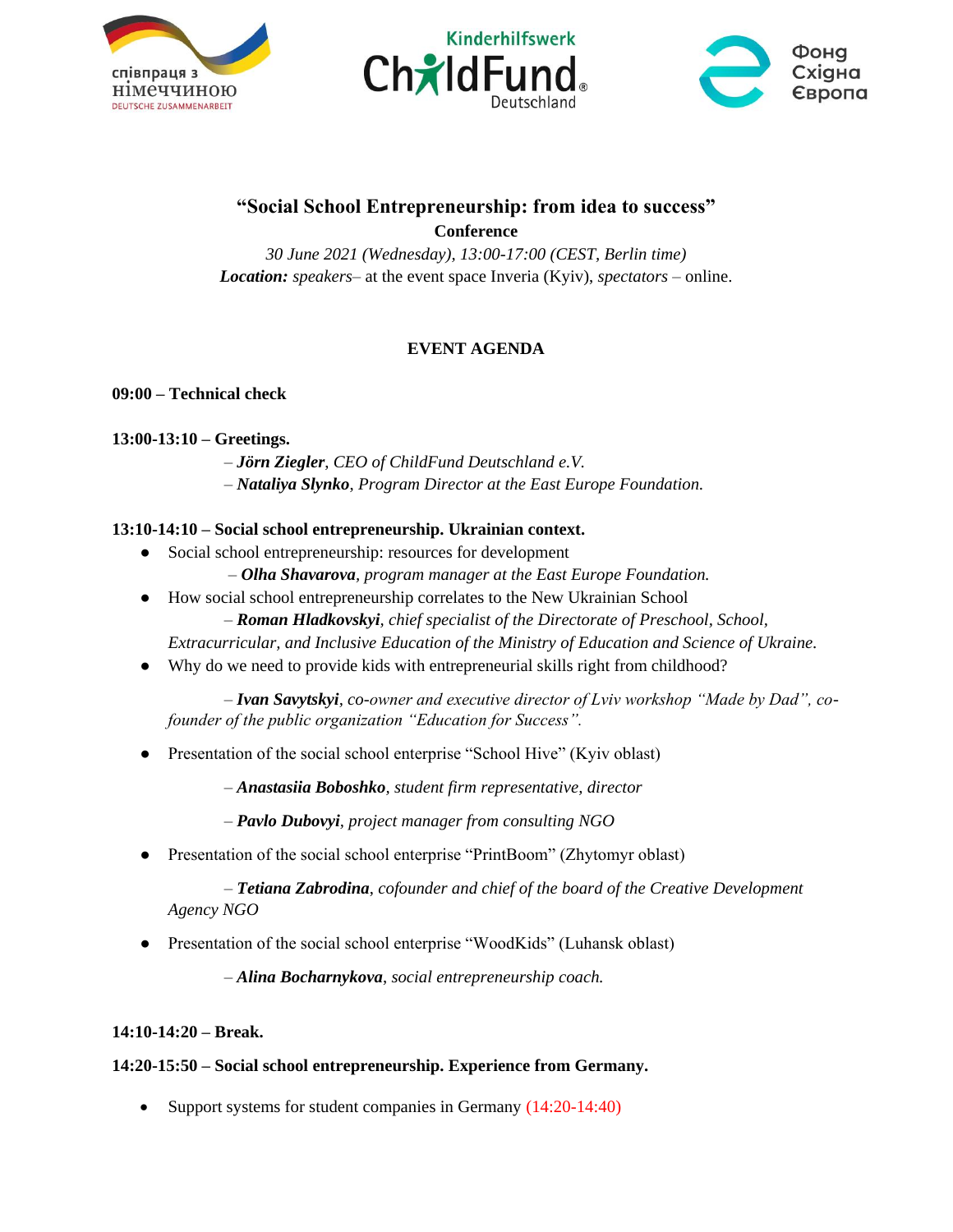співпраця з німеччиною
DEUTSCHE ZUSAMMENARBEIT

Kinderhilfswerk ChildFund Deutschland

Фонд Східна Європа

# "Social School Entrepreneurship: from idea to success"

**Conference**

*30 June 2021 (Wednesday), 13:00-17:00 (CEST, Berlin time)*

***Location:*** *speakers*– at the event space Inveria (Kyiv), *spectators* – online.

## EVENT AGENDA

**09:00 – Technical check**

**13:00-13:10 – Greetings.**

– ***Jörn Ziegler***, *CEO of ChildFund Deutschland e.V.*

– ***Nataliya Slynko***, *Program Director at the East Europe Foundation.*

**13:10-14:10 – Social school entrepreneurship. Ukrainian context.**

- Social school entrepreneurship: resources for development

  – ***Olha Shavarova***, *program manager at the East Europe Foundation.*

- How social school entrepreneurship correlates to the New Ukrainian School

  – ***Roman Hladkovskyi***, *chief specialist of the Directorate of Preschool, School, Extracurricular, and Inclusive Education of the Ministry of Education and Science of Ukraine.*

- Why do we need to provide kids with entrepreneurial skills right from childhood?

  – ***Ivan Savytskyi***, *co-owner and executive director of Lviv workshop "Made by Dad", co-founder of the public organization "Education for Success".*

- Presentation of the social school enterprise "School Hive" (Kyiv oblast)

  – ***Anastasiia Boboshko***, *student firm representative, director*

  – ***Pavlo Dubovyi***, *project manager from consulting NGO*

- Presentation of the social school enterprise "PrintBoom" (Zhytomyr oblast)

  – ***Tetiana Zabrodina***, *cofounder and chief of the board of the Creative Development Agency NGO*

- Presentation of the social school enterprise "WoodKids" (Luhansk oblast)

  – ***Alina Bocharnykova***, *social entrepreneurship coach.*

**14:10-14:20 – Break.**

**14:20-15:50 – Social school entrepreneurship. Experience from Germany.**

- Support systems for student companies in Germany (14:20-14:40)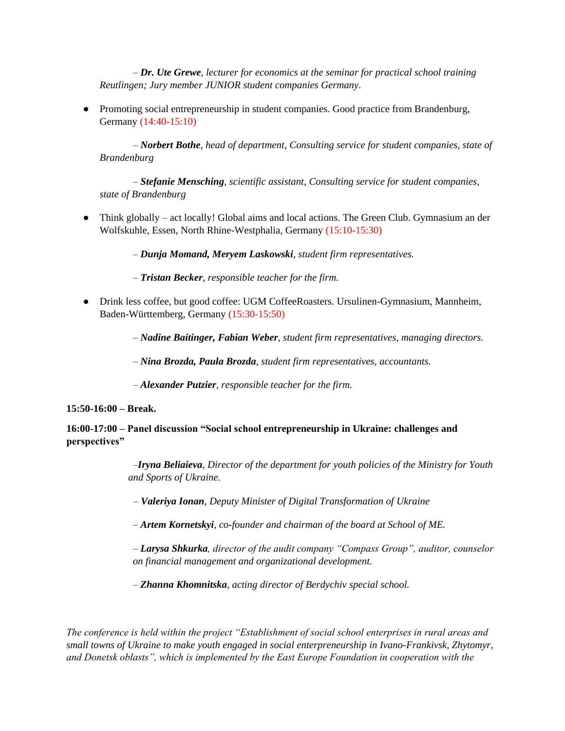– ***Dr. Ute Grewe***, *lecturer for economics at the seminar for practical school training Reutlingen; Jury member JUNIOR student companies Germany*.

- Promoting social entrepreneurship in student companies. Good practice from Brandenburg, Germany (14:40-15:10)

  – ***Norbert Bothe***, *head of department*, *Consulting service for student companies, state of Brandenburg*

  – ***Stefanie Mensching***, *scientific assistant*, *Consulting service for student companies, state of Brandenburg*

- Think globally – act locally! Global aims and local actions. The Green Club. Gymnasium an der Wolfskuhle, Essen, North Rhine-Westphalia, Germany (15:10-15:30)

  – ***Dunja Momand, Meryem Laskowski***, *student firm representatives.*

  – ***Tristan Becker***, *responsible teacher for the firm.*

- Drink less coffee, but good coffee: UGM CoffeeRoasters. Ursulinen-Gymnasium, Mannheim, Baden-Württemberg, Germany (15:30-15:50)

  – ***Nadine Baitinger, Fabian Weber***, *student firm representatives, managing directors.*

  – ***Nina Brozda, Paula Brozda***, *student firm representatives, accountants.*

  – ***Alexander Putzier***, *responsible teacher for the firm.*

**15:50-16:00 – Break.**

**16:00-17:00 – Panel discussion "Social school entrepreneurship in Ukraine: challenges and perspectives"**

–***Iryna Beliaieva***, *Director of the department for youth policies of the Ministry for Youth and Sports of Ukraine.*

– ***Valeriya Ionan***, *Deputy Minister of Digital Transformation of Ukraine*

– ***Artem Kornetskyi***, *co-founder and chairman of the board at School of ME.*

– ***Larysa Shkurka***, *director of the audit company "Compass Group", auditor, counselor on financial management and organizational development.*

– ***Zhanna Khomnitska***, *acting director of Berdychiv special school.*

*The conference is held within the project "Establishment of social school enterprises in rural areas and small towns of Ukraine to make youth engaged in social entrepreneurship in Ivano-Frankivsk, Zhytomyr, and Donetsk oblasts", which is implemented by the East Europe Foundation in cooperation with the*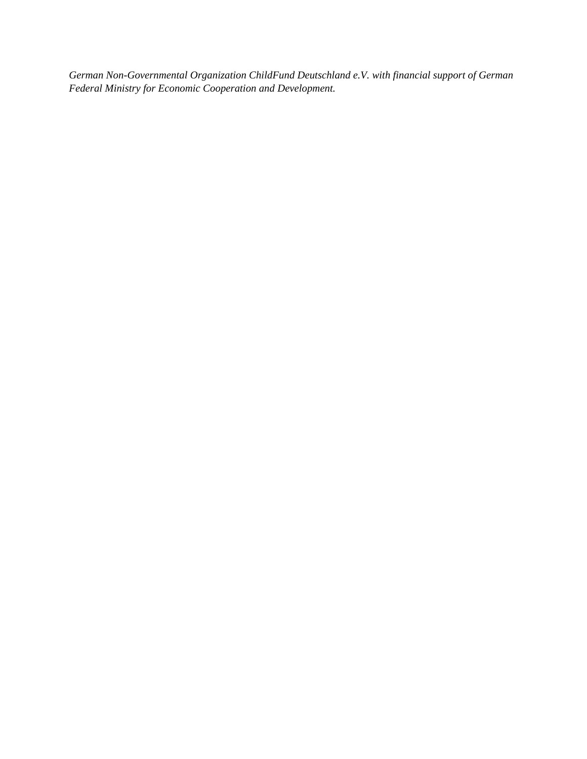*German Non-Governmental Organization ChildFund Deutschland e.V. with financial support of German Federal Ministry for Economic Cooperation and Development.*